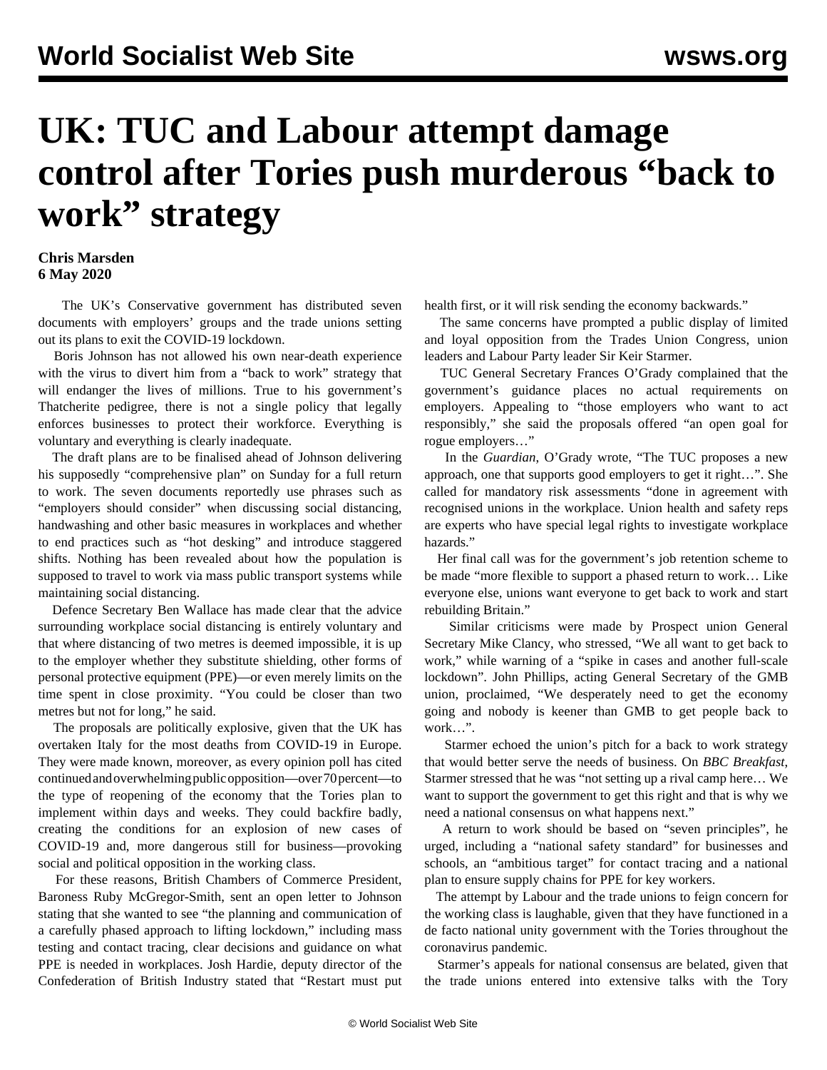# UK: TUC and Labour attempt damage control after Tories push murderous "back to work" strategy

**Chris Marsden**
**6 May 2020**

The UK's Conservative government has distributed seven documents with employers' groups and the trade unions setting out its plans to exit the COVID-19 lockdown.

Boris Johnson has not allowed his own near-death experience with the virus to divert him from a "back to work" strategy that will endanger the lives of millions. True to his government's Thatcherite pedigree, there is not a single policy that legally enforces businesses to protect their workforce. Everything is voluntary and everything is clearly inadequate.

The draft plans are to be finalised ahead of Johnson delivering his supposedly "comprehensive plan" on Sunday for a full return to work. The seven documents reportedly use phrases such as "employers should consider" when discussing social distancing, handwashing and other basic measures in workplaces and whether to end practices such as "hot desking" and introduce staggered shifts. Nothing has been revealed about how the population is supposed to travel to work via mass public transport systems while maintaining social distancing.

Defence Secretary Ben Wallace has made clear that the advice surrounding workplace social distancing is entirely voluntary and that where distancing of two metres is deemed impossible, it is up to the employer whether they substitute shielding, other forms of personal protective equipment (PPE)—or even merely limits on the time spent in close proximity. "You could be closer than two metres but not for long," he said.

The proposals are politically explosive, given that the UK has overtaken Italy for the most deaths from COVID-19 in Europe. They were made known, moreover, as every opinion poll has cited continued and overwhelming public opposition—over 70 percent—to the type of reopening of the economy that the Tories plan to implement within days and weeks. They could backfire badly, creating the conditions for an explosion of new cases of COVID-19 and, more dangerous still for business—provoking social and political opposition in the working class.

For these reasons, British Chambers of Commerce President, Baroness Ruby McGregor-Smith, sent an open letter to Johnson stating that she wanted to see "the planning and communication of a carefully phased approach to lifting lockdown," including mass testing and contact tracing, clear decisions and guidance on what PPE is needed in workplaces. Josh Hardie, deputy director of the Confederation of British Industry stated that "Restart must put health first, or it will risk sending the economy backwards."

The same concerns have prompted a public display of limited and loyal opposition from the Trades Union Congress, union leaders and Labour Party leader Sir Keir Starmer.

TUC General Secretary Frances O'Grady complained that the government's guidance places no actual requirements on employers. Appealing to "those employers who want to act responsibly," she said the proposals offered "an open goal for rogue employers…"

In the *Guardian*, O'Grady wrote, "The TUC proposes a new approach, one that supports good employers to get it right…". She called for mandatory risk assessments "done in agreement with recognised unions in the workplace. Union health and safety reps are experts who have special legal rights to investigate workplace hazards."

Her final call was for the government's job retention scheme to be made "more flexible to support a phased return to work… Like everyone else, unions want everyone to get back to work and start rebuilding Britain."

Similar criticisms were made by Prospect union General Secretary Mike Clancy, who stressed, "We all want to get back to work," while warning of a "spike in cases and another full-scale lockdown". John Phillips, acting General Secretary of the GMB union, proclaimed, "We desperately need to get the economy going and nobody is keener than GMB to get people back to work…".

Starmer echoed the union's pitch for a back to work strategy that would better serve the needs of business. On *BBC Breakfast*, Starmer stressed that he was "not setting up a rival camp here… We want to support the government to get this right and that is why we need a national consensus on what happens next."

A return to work should be based on "seven principles", he urged, including a "national safety standard" for businesses and schools, an "ambitious target" for contact tracing and a national plan to ensure supply chains for PPE for key workers.

The attempt by Labour and the trade unions to feign concern for the working class is laughable, given that they have functioned in a de facto national unity government with the Tories throughout the coronavirus pandemic.

Starmer's appeals for national consensus are belated, given that the trade unions entered into extensive talks with the Tory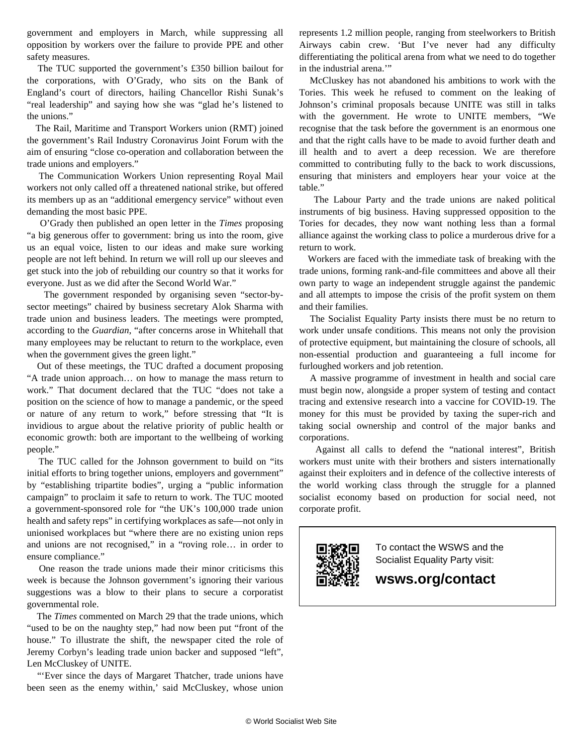government and employers in March, while suppressing all opposition by workers over the failure to provide PPE and other safety measures.

The TUC supported the government's £350 billion bailout for the corporations, with O'Grady, who sits on the Bank of England's court of directors, hailing Chancellor Rishi Sunak's "real leadership" and saying how she was "glad he's listened to the unions."

The Rail, Maritime and Transport Workers union (RMT) joined the government's Rail Industry Coronavirus Joint Forum with the aim of ensuring "close co-operation and collaboration between the trade unions and employers."

The Communication Workers Union representing Royal Mail workers not only called off a threatened national strike, but offered its members up as an "additional emergency service" without even demanding the most basic PPE.

O'Grady then published an open letter in the *Times* proposing "a big generous offer to government: bring us into the room, give us an equal voice, listen to our ideas and make sure working people are not left behind. In return we will roll up our sleeves and get stuck into the job of rebuilding our country so that it works for everyone. Just as we did after the Second World War."

The government responded by organising seven "sector-by-sector meetings" chaired by business secretary Alok Sharma with trade union and business leaders. The meetings were prompted, according to the *Guardian*, "after concerns arose in Whitehall that many employees may be reluctant to return to the workplace, even when the government gives the green light."

Out of these meetings, the TUC drafted a document proposing "A trade union approach… on how to manage the mass return to work." That document declared that the TUC "does not take a position on the science of how to manage a pandemic, or the speed or nature of any return to work," before stressing that "It is invidious to argue about the relative priority of public health or economic growth: both are important to the wellbeing of working people."

The TUC called for the Johnson government to build on "its initial efforts to bring together unions, employers and government" by "establishing tripartite bodies", urging a "public information campaign" to proclaim it safe to return to work. The TUC mooted a government-sponsored role for "the UK's 100,000 trade union health and safety reps" in certifying workplaces as safe—not only in unionised workplaces but "where there are no existing union reps and unions are not recognised," in a "roving role… in order to ensure compliance."

One reason the trade unions made their minor criticisms this week is because the Johnson government's ignoring their various suggestions was a blow to their plans to secure a corporatist governmental role.

The *Times* commented on March 29 that the trade unions, which "used to be on the naughty step," had now been put "front of the house." To illustrate the shift, the newspaper cited the role of Jeremy Corbyn's leading trade union backer and supposed "left", Len McCluskey of UNITE.

"'Ever since the days of Margaret Thatcher, trade unions have been seen as the enemy within,' said McCluskey, whose union represents 1.2 million people, ranging from steelworkers to British Airways cabin crew. 'But I've never had any difficulty differentiating the political arena from what we need to do together in the industrial arena.'"

McCluskey has not abandoned his ambitions to work with the Tories. This week he refused to comment on the leaking of Johnson's criminal proposals because UNITE was still in talks with the government. He wrote to UNITE members, "We recognise that the task before the government is an enormous one and that the right calls have to be made to avoid further death and ill health and to avert a deep recession. We are therefore committed to contributing fully to the back to work discussions, ensuring that ministers and employers hear your voice at the table."

The Labour Party and the trade unions are naked political instruments of big business. Having suppressed opposition to the Tories for decades, they now want nothing less than a formal alliance against the working class to police a murderous drive for a return to work.

Workers are faced with the immediate task of breaking with the trade unions, forming rank-and-file committees and above all their own party to wage an independent struggle against the pandemic and all attempts to impose the crisis of the profit system on them and their families.

The Socialist Equality Party insists there must be no return to work under unsafe conditions. This means not only the provision of protective equipment, but maintaining the closure of schools, all non-essential production and guaranteeing a full income for furloughed workers and job retention.

A massive programme of investment in health and social care must begin now, alongside a proper system of testing and contact tracing and extensive research into a vaccine for COVID-19. The money for this must be provided by taxing the super-rich and taking social ownership and control of the major banks and corporations.

Against all calls to defend the "national interest", British workers must unite with their brothers and sisters internationally against their exploiters and in defence of the collective interests of the world working class through the struggle for a planned socialist economy based on production for social need, not corporate profit.

To contact the WSWS and the Socialist Equality Party visit:

**wsws.org/contact**